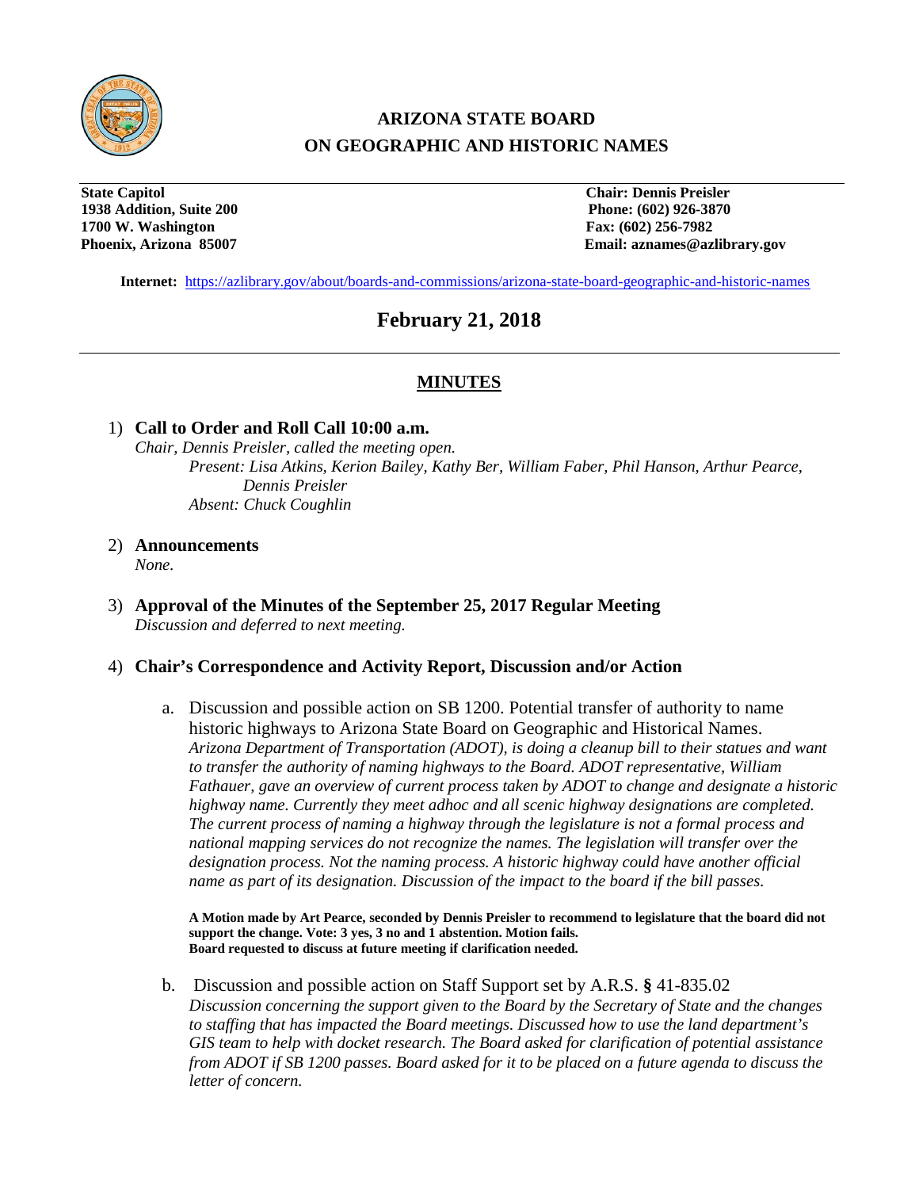# ARIZONA STATE BOARD ON GEOGRAPHIC AND HISTORIC NAMES

**State Capitol**
**1938 Addition, Suite 200**
**1700 W. Washington**
**Phoenix, Arizona 85007**

**Chair: Dennis Preisler**
**Phone: (602) 926-3870**
**Fax: (602) 256-7982**
**Email: aznames@azlibrary.gov**

**Internet:** https://azlibrary.gov/about/boards-and-commissions/arizona-state-board-geographic-and-historic-names

## February 21, 2018

## MINUTES

1) **Call to Order and Roll Call 10:00 a.m.**
   *Chair, Dennis Preisler, called the meeting open.*
   *Present: Lisa Atkins, Kerion Bailey, Kathy Ber, William Faber, Phil Hanson, Arthur Pearce, Dennis Preisler*
   *Absent: Chuck Coughlin*

2) **Announcements**
   *None.*

3) **Approval of the Minutes of the September 25, 2017 Regular Meeting**
   *Discussion and deferred to next meeting.*

4) **Chair's Correspondence and Activity Report, Discussion and/or Action**

   a. Discussion and possible action on SB 1200. Potential transfer of authority to name historic highways to Arizona State Board on Geographic and Historical Names.
   *Arizona Department of Transportation (ADOT), is doing a cleanup bill to their statues and want to transfer the authority of naming highways to the Board. ADOT representative, William Fathauer, gave an overview of current process taken by ADOT to change and designate a historic highway name. Currently they meet adhoc and all scenic highway designations are completed. The current process of naming a highway through the legislature is not a formal process and national mapping services do not recognize the names. The legislation will transfer over the designation process. Not the naming process. A historic highway could have another official name as part of its designation. Discussion of the impact to the board if the bill passes.*

   **A Motion made by Art Pearce, seconded by Dennis Preisler to recommend to legislature that the board did not support the change. Vote: 3 yes, 3 no and 1 abstention. Motion fails.**
   **Board requested to discuss at future meeting if clarification needed.**

   b. Discussion and possible action on Staff Support set by A.R.S. § 41-835.02
   *Discussion concerning the support given to the Board by the Secretary of State and the changes to staffing that has impacted the Board meetings. Discussed how to use the land department's GIS team to help with docket research. The Board asked for clarification of potential assistance from ADOT if SB 1200 passes. Board asked for it to be placed on a future agenda to discuss the letter of concern.*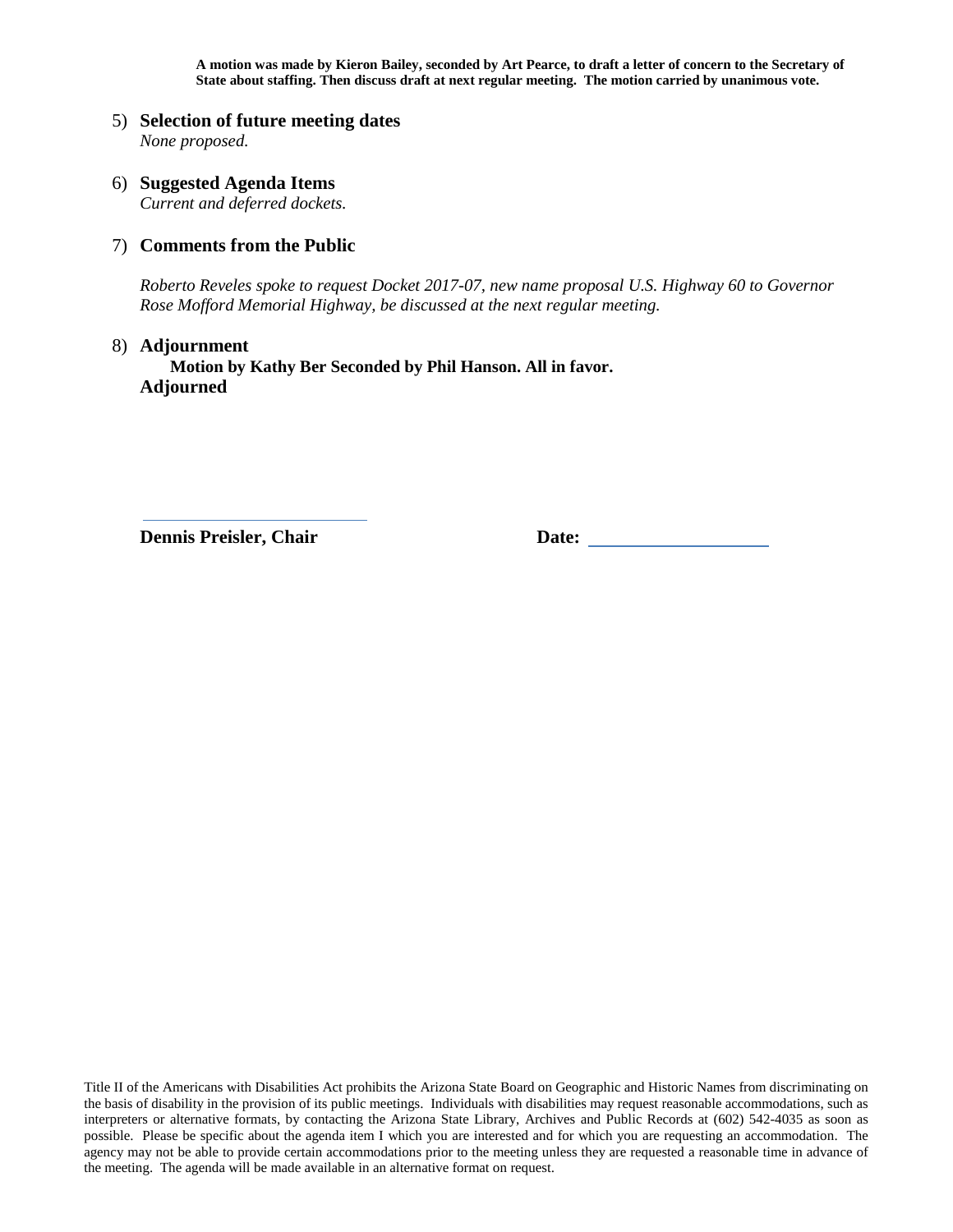**A motion was made by Kieron Bailey, seconded by Art Pearce, to draft a letter of concern to the Secretary of State about staffing. Then discuss draft at next regular meeting. The motion carried by unanimous vote.**

5) **Selection of future meeting dates**
   *None proposed.*

6) **Suggested Agenda Items**
   *Current and deferred dockets.*

7) **Comments from the Public**

   *Roberto Reveles spoke to request Docket 2017-07, new name proposal U.S. Highway 60 to Governor Rose Mofford Memorial Highway, be discussed at the next regular meeting.*

8) **Adjournment**
   **Motion by Kathy Ber Seconded by Phil Hanson. All in favor.**
   **Adjourned**

\_\_\_\_\_\_\_\_\_\_\_\_\_\_\_\_\_\_\_\_\_\_\_\_\_\_\_\_\_\_

**Dennis Preisler, Chair** **Date:** \_\_\_\_\_\_\_\_\_\_\_\_\_\_\_\_\_\_\_\_

Title II of the Americans with Disabilities Act prohibits the Arizona State Board on Geographic and Historic Names from discriminating on the basis of disability in the provision of its public meetings. Individuals with disabilities may request reasonable accommodations, such as interpreters or alternative formats, by contacting the Arizona State Library, Archives and Public Records at (602) 542-4035 as soon as possible. Please be specific about the agenda item I which you are interested and for which you are requesting an accommodation. The agency may not be able to provide certain accommodations prior to the meeting unless they are requested a reasonable time in advance of the meeting. The agenda will be made available in an alternative format on request.